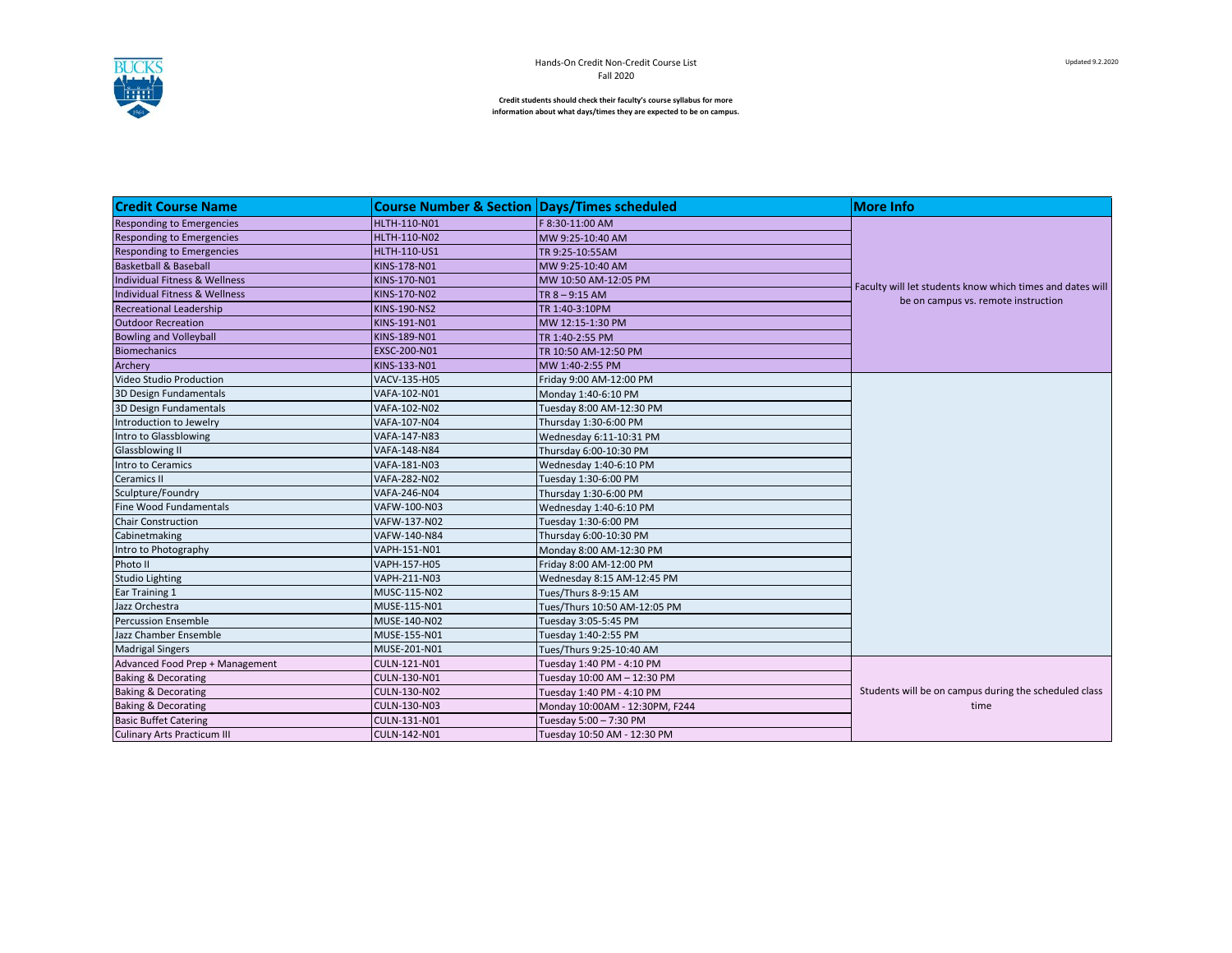Hands-On Credit Non-Credit Course List
Fall 2020

Updated 9.2.2020

**Credit students should check their faculty's course syllabus for more information about what days/times they are expected to be on campus.**

| Credit Course Name | Course Number & Section | Days/Times scheduled | More Info |
|---|---|---|---|
| Responding to Emergencies | HLTH-110-N01 | F 8:30-11:00 AM | Faculty will let students know which times and dates will be on campus vs. remote instruction |
| Responding to Emergencies | HLTH-110-N02 | MW 9:25-10:40 AM | |
| Responding to Emergencies | HLTH-110-US1 | TR 9:25-10:55AM | |
| Basketball & Baseball | KINS-178-N01 | MW 9:25-10:40 AM | |
| Individual Fitness & Wellness | KINS-170-N01 | MW 10:50 AM-12:05 PM | |
| Individual Fitness & Wellness | KINS-170-N02 | TR 8 – 9:15 AM | |
| Recreational Leadership | KINS-190-NS2 | TR 1:40-3:10PM | |
| Outdoor Recreation | KINS-191-N01 | MW 12:15-1:30 PM | |
| Bowling and Volleyball | KINS-189-N01 | TR 1:40-2:55 PM | |
| Biomechanics | EXSC-200-N01 | TR 10:50 AM-12:50 PM | |
| Archery | KINS-133-N01 | MW 1:40-2:55 PM | |
| Video Studio Production | VACV-135-H05 | Friday 9:00 AM-12:00 PM | |
| 3D Design Fundamentals | VAFA-102-N01 | Monday 1:40-6:10 PM | |
| 3D Design Fundamentals | VAFA-102-N02 | Tuesday 8:00 AM-12:30 PM | |
| Introduction to Jewelry | VAFA-107-N04 | Thursday 1:30-6:00 PM | |
| Intro to Glassblowing | VAFA-147-N83 | Wednesday 6:11-10:31 PM | |
| Glassblowing II | VAFA-148-N84 | Thursday 6:00-10:30 PM | |
| Intro to Ceramics | VAFA-181-N03 | Wednesday 1:40-6:10 PM | |
| Ceramics II | VAFA-282-N02 | Tuesday 1:30-6:00 PM | |
| Sculpture/Foundry | VAFA-246-N04 | Thursday 1:30-6:00 PM | |
| Fine Wood Fundamentals | VAFW-100-N03 | Wednesday 1:40-6:10 PM | |
| Chair Construction | VAFW-137-N02 | Tuesday 1:30-6:00 PM | |
| Cabinetmaking | VAFW-140-N84 | Thursday 6:00-10:30 PM | |
| Intro to Photography | VAPH-151-N01 | Monday 8:00 AM-12:30 PM | |
| Photo II | VAPH-157-H05 | Friday 8:00 AM-12:00 PM | |
| Studio Lighting | VAPH-211-N03 | Wednesday 8:15 AM-12:45 PM | |
| Ear Training 1 | MUSC-115-N02 | Tues/Thurs 8-9:15 AM | |
| Jazz Orchestra | MUSE-115-N01 | Tues/Thurs 10:50 AM-12:05 PM | |
| Percussion Ensemble | MUSE-140-N02 | Tuesday 3:05-5:45 PM | |
| Jazz Chamber Ensemble | MUSE-155-N01 | Tuesday 1:40-2:55 PM | |
| Madrigal Singers | MUSE-201-N01 | Tues/Thurs 9:25-10:40 AM | |
| Advanced Food Prep + Management | CULN-121-N01 | Tuesday 1:40 PM - 4:10 PM | Students will be on campus during the scheduled class time |
| Baking & Decorating | CULN-130-N01 | Tuesday 10:00 AM – 12:30 PM | |
| Baking & Decorating | CULN-130-N02 | Tuesday 1:40 PM - 4:10 PM | |
| Baking & Decorating | CULN-130-N03 | Monday 10:00AM - 12:30PM, F244 | |
| Basic Buffet Catering | CULN-131-N01 | Tuesday 5:00 – 7:30 PM | |
| Culinary Arts Practicum III | CULN-142-N01 | Tuesday 10:50 AM - 12:30 PM | |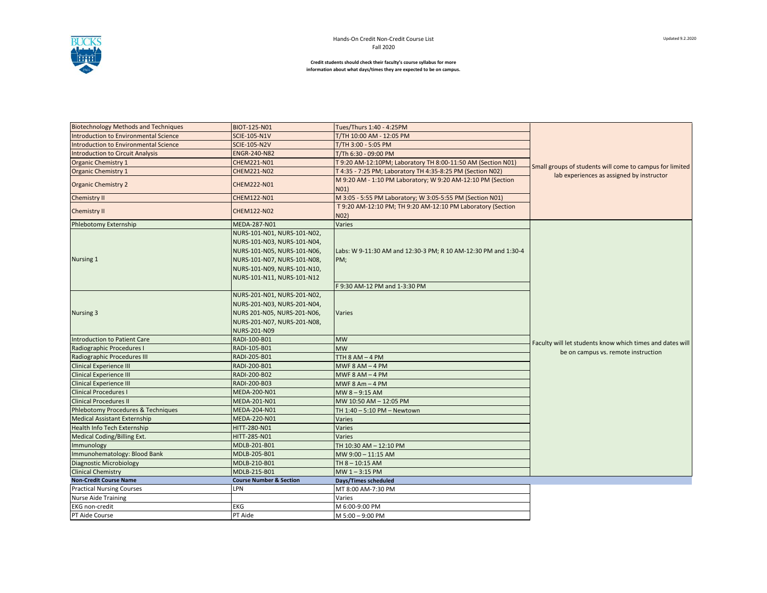Hands-On Credit Non-Credit Course List
Fall 2020

**Credit students should check their faculty's course syllabus for more information about what days/times they are expected to be on campus.**

| | | | |
|---|---|---|---|
| Biotechnology Methods and Techniques | BIOT-125-N01 | Tues/Thurs 1:40 - 4:25PM | Small groups of students will come to campus for limited lab experiences as assigned by instructor |
| Introduction to Environmental Science | SCIE-105-N1V | T/TH 10:00 AM - 12:05 PM | |
| Introduction to Environmental Science | SCIE-105-N2V | T/TH 3:00 - 5:05 PM | |
| Introduction to Circuit Analysis | ENGR-240-N82 | T/Th 6:30 - 09:00 PM | |
| Organic Chemistry 1 | CHEM221-N01 | T 9:20 AM-12:10PM; Laboratory TH 8:00-11:50 AM (Section N01) | |
| Organic Chemistry 1 | CHEM221-N02 | T 4:35 - 7:25 PM; Laboratory TH 4:35-8:25 PM (Section N02) | |
| Organic Chemistry 2 | CHEM222-N01 | M 9:20 AM - 1:10 PM Laboratory; W 9:20 AM-12:10 PM (Section N01) | |
| Chemistry II | CHEM122-N01 | M 3:05 - 5:55 PM Laboratory; W 3:05-5:55 PM (Section N01) | |
| Chemistry II | CHEM122-N02 | T 9:20 AM-12:10 PM; TH 9:20 AM-12:10 PM Laboratory (Section N02) | |
| Phlebotomy Externship | MEDA-287-N01 | Varies | Faculty will let students know which times and dates will be on campus vs. remote instruction |
| Nursing 1 | NURS-101-N01, NURS-101-N02, NURS-101-N03, NURS-101-N04, NURS-101-N05, NURS-101-N06, NURS-101-N07, NURS-101-N08, NURS-101-N09, NURS-101-N10, NURS-101-N11, NURS-101-N12 | Labs: W 9-11:30 AM and 12:30-3 PM; R 10 AM-12:30 PM and 1:30-4 PM; | |
| | | F 9:30 AM-12 PM and 1-3:30 PM | |
| Nursing 3 | NURS-201-N01, NURS-201-N02, NURS-201-N03, NURS-201-N04, NURS 201-N05, NURS-201-N06, NURS-201-N07, NURS-201-N08, NURS-201-N09 | Varies | |
| Introduction to Patient Care | RADI-100-B01 | MW | |
| Radiographic Procedures I | RADI-105-B01 | MW | |
| Radiographic Procedures III | RADI-205-B01 | TTH 8 AM – 4 PM | |
| Clinical Experience III | RADI-200-B01 | MWF 8 AM – 4 PM | |
| Clinical Experience III | RADI-200-B02 | MWF 8 AM – 4 PM | |
| Clinical Experience III | RADI-200-B03 | MWF 8 Am – 4 PM | |
| Clinical Procedures I | MEDA-200-N01 | MW 8 – 9:15 AM | |
| Clinical Procedures II | MEDA-201-N01 | MW 10:50 AM – 12:05 PM | |
| Phlebotomy Procedures & Techniques | MEDA-204-N01 | TH 1:40 – 5:10 PM – Newtown | |
| Medical Assistant Externship | MEDA-220-N01 | Varies | |
| Health Info Tech Externship | HITT-280-N01 | Varies | |
| Medical Coding/Billing Ext. | HITT-285-N01 | Varies | |
| Immunology | MDLB-201-B01 | TH 10:30 AM – 12:10 PM | |
| Immunohematology: Blood Bank | MDLB-205-B01 | MW 9:00 – 11:15 AM | |
| Diagnostic Microbiology | MDLB-210-B01 | TH 8 – 10:15 AM | |
| Clinical Chemistry | MDLB-215-B01 | MW 1 – 3:15 PM | |
| **Non-Credit Course Name** | **Course Number & Section** | **Days/Times scheduled** | |
| Practical Nursing Courses | LPN | MT 8:00 AM-7:30 PM | |
| Nurse Aide Training | | Varies | |
| EKG non-credit | EKG | M 6:00-9:00 PM | |
| PT Aide Course | PT Aide | M 5:00 – 9:00 PM | |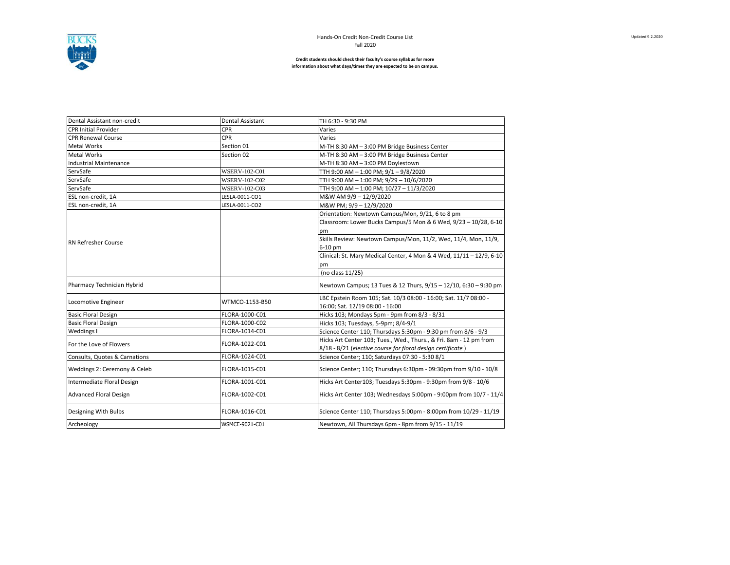Hands-On Credit Non-Credit Course List
Fall 2020

Updated 9.2.2020

**Credit students should check their faculty's course syllabus for more information about what days/times they are expected to be on campus.**

| | | |
|---|---|---|
| Dental Assistant non-credit | Dental Assistant | TH 6:30 - 9:30 PM |
| CPR Initial Provider | CPR | Varies |
| CPR Renewal Course | CPR | Varies |
| Metal Works | Section 01 | M-TH 8:30 AM – 3:00 PM Bridge Business Center |
| Metal Works | Section 02 | M-TH 8:30 AM – 3:00 PM Bridge Business Center |
| Industrial Maintenance | | M-TH 8:30 AM – 3:00 PM Doylestown |
| ServSafe | WSERV-102-C01 | TTH 9:00 AM – 1:00 PM; 9/1 – 9/8/2020 |
| ServSafe | WSERV-102-C02 | TTH 9:00 AM – 1:00 PM; 9/29 – 10/6/2020 |
| ServSafe | WSERV-102-C03 | TTH 9:00 AM – 1:00 PM; 10/27 – 11/3/2020 |
| ESL non-credit, 1A | LESLA-0011-CO1 | M&W AM 9/9 – 12/9/2020 |
| ESL non-credit, 1A | LESLA-0011-CO2 | M&W PM; 9/9 – 12/9/2020 |
| RN Refresher Course | | Orientation: Newtown Campus/Mon, 9/21, 6 to 8 pm<br>Classroom: Lower Bucks Campus/5 Mon & 6 Wed, 9/23 – 10/28, 6-10 pm<br>Skills Review: Newtown Campus/Mon, 11/2, Wed, 11/4, Mon, 11/9, 6-10 pm<br>Clinical: St. Mary Medical Center, 4 Mon & 4 Wed, 11/11 – 12/9, 6-10 pm<br>(no class 11/25) |
| Pharmacy Technician Hybrid | | Newtown Campus; 13 Tues & 12 Thurs, 9/15 – 12/10, 6:30 – 9:30 pm |
| Locomotive Engineer | WTMCO-1153-B50 | LBC Epstein Room 105; Sat. 10/3 08:00 - 16:00; Sat. 11/7 08:00 - 16:00; Sat. 12/19 08:00 - 16:00 |
| Basic Floral Design | FLORA-1000-C01 | Hicks 103; Mondays 5pm - 9pm from 8/3 - 8/31 |
| Basic Floral Design | FLORA-1000-C02 | Hicks 103; Tuesdays, 5-9pm; 8/4-9/1 |
| Weddings I | FLORA-1014-C01 | Science Center 110; Thursdays 5:30pm - 9:30 pm from 8/6 - 9/3 |
| For the Love of Flowers | FLORA-1022-C01 | Hicks Art Center 103; Tues., Wed., Thurs., & Fri. 8am - 12 pm from 8/18 - 8/21 (*elective course for floral design certificate* ) |
| Consults, Quotes & Carnations | FLORA-1024-C01 | Science Center; 110; Saturdays 07:30 - 5:30 8/1 |
| Weddings 2: Ceremony & Celeb | FLORA-1015-C01 | Science Center; 110; Thursdays 6:30pm - 09:30pm from 9/10 - 10/8 |
| Intermediate Floral Design | FLORA-1001-C01 | Hicks Art Center103; Tuesdays 5:30pm - 9:30pm from 9/8 - 10/6 |
| Advanced Floral Design | FLORA-1002-C01 | Hicks Art Center 103; Wednesdays 5:00pm - 9:00pm from 10/7 - 11/4 |
| Designing With Bulbs | FLORA-1016-C01 | Science Center 110; Thursdays 5:00pm - 8:00pm from 10/29 - 11/19 |
| Archeology | WSMCE-9021-C01 | Newtown, All Thursdays 6pm - 8pm from 9/15 - 11/19 |